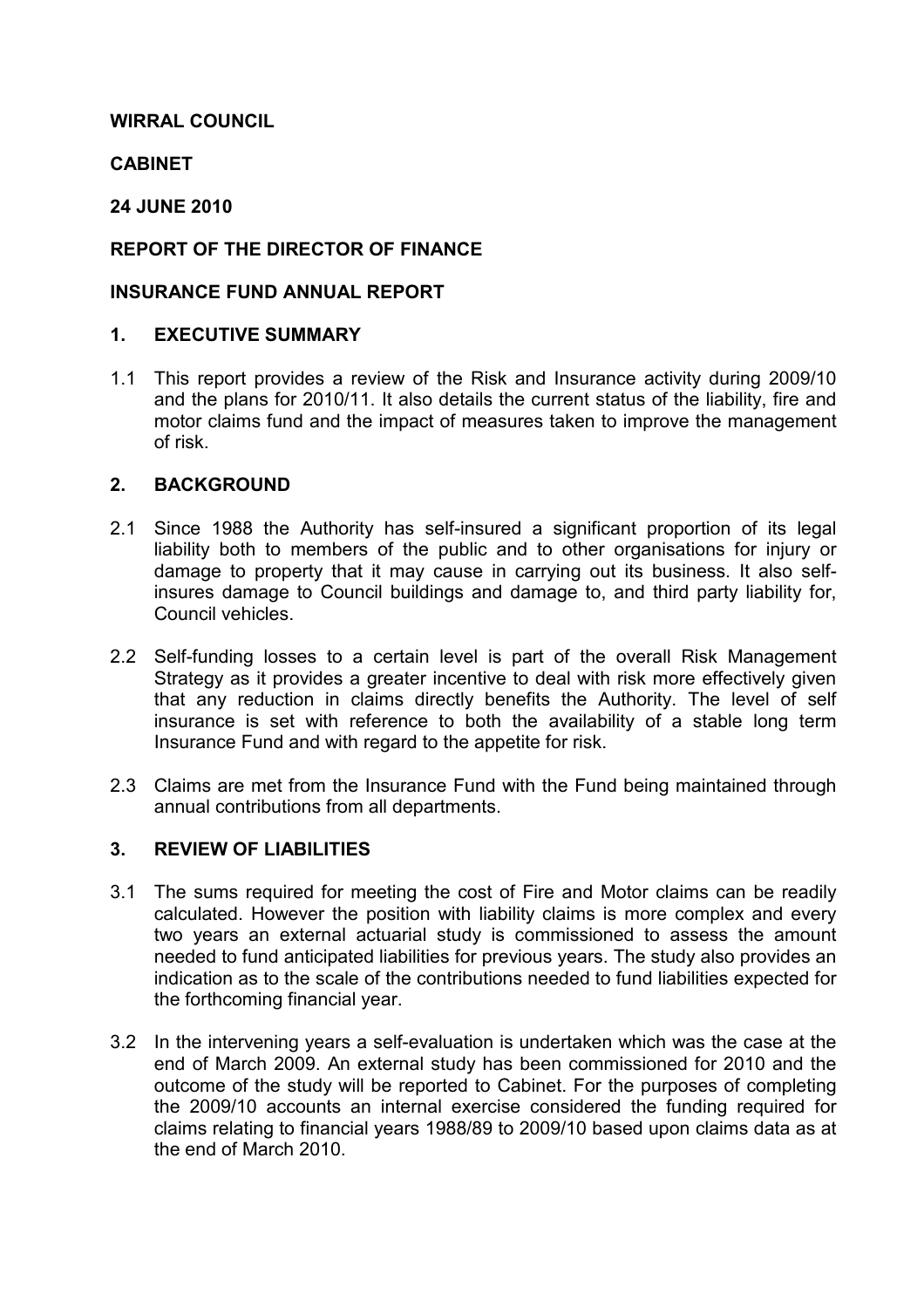**WIRRAL COUNCIL**

**CABINET**

**24 JUNE 2010**

**REPORT OF THE DIRECTOR OF FINANCE**

**INSURANCE FUND ANNUAL REPORT**

## 1. EXECUTIVE SUMMARY

1.1 This report provides a review of the Risk and Insurance activity during 2009/10 and the plans for 2010/11. It also details the current status of the liability, fire and motor claims fund and the impact of measures taken to improve the management of risk.

## 2. BACKGROUND

2.1 Since 1988 the Authority has self-insured a significant proportion of its legal liability both to members of the public and to other organisations for injury or damage to property that it may cause in carrying out its business. It also self-insures damage to Council buildings and damage to, and third party liability for, Council vehicles.

2.2 Self-funding losses to a certain level is part of the overall Risk Management Strategy as it provides a greater incentive to deal with risk more effectively given that any reduction in claims directly benefits the Authority. The level of self insurance is set with reference to both the availability of a stable long term Insurance Fund and with regard to the appetite for risk.

2.3 Claims are met from the Insurance Fund with the Fund being maintained through annual contributions from all departments.

## 3. REVIEW OF LIABILITIES

3.1 The sums required for meeting the cost of Fire and Motor claims can be readily calculated. However the position with liability claims is more complex and every two years an external actuarial study is commissioned to assess the amount needed to fund anticipated liabilities for previous years. The study also provides an indication as to the scale of the contributions needed to fund liabilities expected for the forthcoming financial year.

3.2 In the intervening years a self-evaluation is undertaken which was the case at the end of March 2009. An external study has been commissioned for 2010 and the outcome of the study will be reported to Cabinet. For the purposes of completing the 2009/10 accounts an internal exercise considered the funding required for claims relating to financial years 1988/89 to 2009/10 based upon claims data as at the end of March 2010.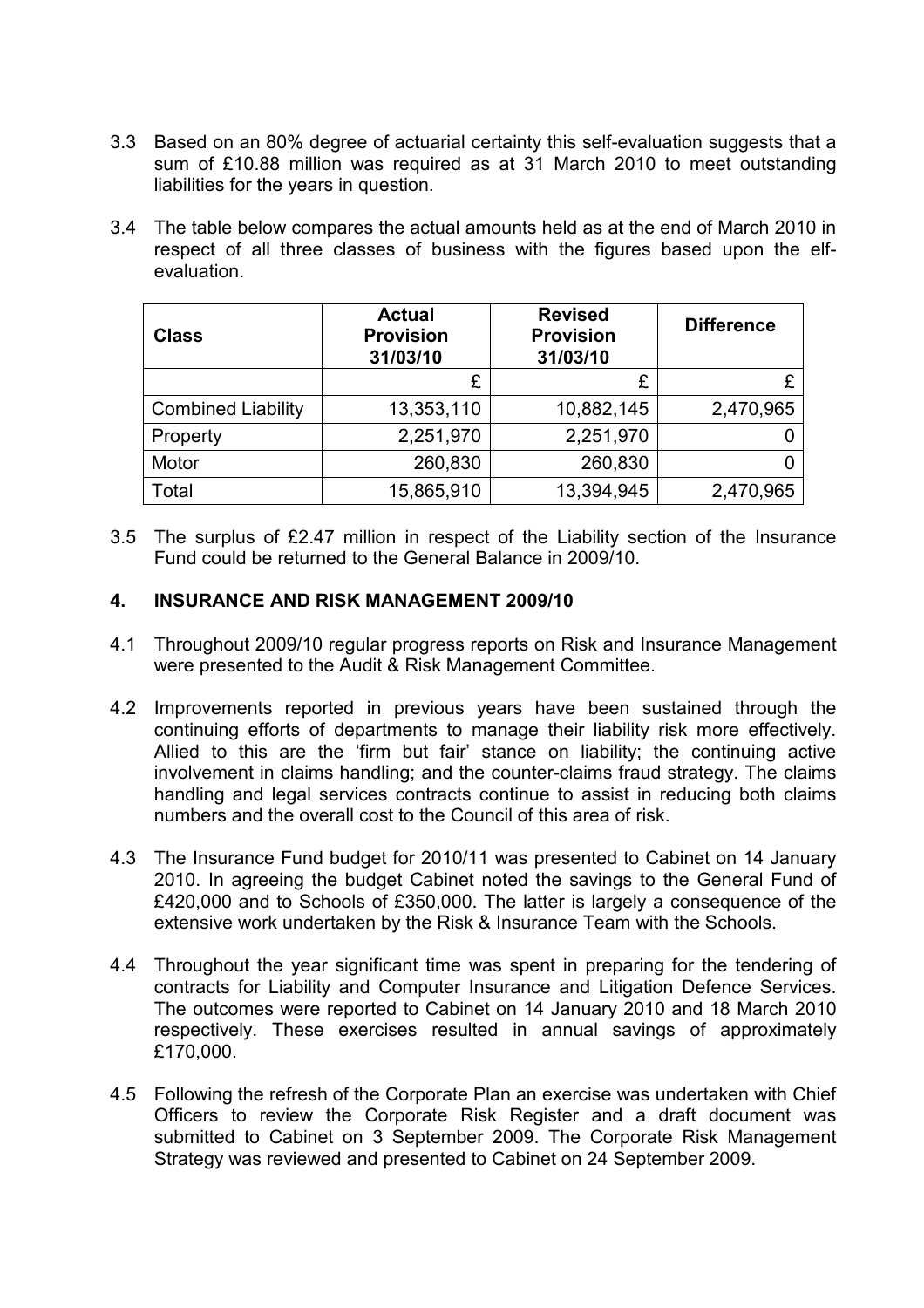3.3 Based on an 80% degree of actuarial certainty this self-evaluation suggests that a sum of £10.88 million was required as at 31 March 2010 to meet outstanding liabilities for the years in question.

3.4 The table below compares the actual amounts held as at the end of March 2010 in respect of all three classes of business with the figures based upon the elf-evaluation.

| Class | Actual Provision 31/03/10 | Revised Provision 31/03/10 | Difference |
|---|---|---|---|
| | £ | £ | £ |
| Combined Liability | 13,353,110 | 10,882,145 | 2,470,965 |
| Property | 2,251,970 | 2,251,970 | 0 |
| Motor | 260,830 | 260,830 | 0 |
| Total | 15,865,910 | 13,394,945 | 2,470,965 |

3.5 The surplus of £2.47 million in respect of the Liability section of the Insurance Fund could be returned to the General Balance in 2009/10.

## 4. INSURANCE AND RISK MANAGEMENT 2009/10

4.1 Throughout 2009/10 regular progress reports on Risk and Insurance Management were presented to the Audit & Risk Management Committee.

4.2 Improvements reported in previous years have been sustained through the continuing efforts of departments to manage their liability risk more effectively. Allied to this are the 'firm but fair' stance on liability; the continuing active involvement in claims handling; and the counter-claims fraud strategy. The claims handling and legal services contracts continue to assist in reducing both claims numbers and the overall cost to the Council of this area of risk.

4.3 The Insurance Fund budget for 2010/11 was presented to Cabinet on 14 January 2010. In agreeing the budget Cabinet noted the savings to the General Fund of £420,000 and to Schools of £350,000. The latter is largely a consequence of the extensive work undertaken by the Risk & Insurance Team with the Schools.

4.4 Throughout the year significant time was spent in preparing for the tendering of contracts for Liability and Computer Insurance and Litigation Defence Services. The outcomes were reported to Cabinet on 14 January 2010 and 18 March 2010 respectively. These exercises resulted in annual savings of approximately £170,000.

4.5 Following the refresh of the Corporate Plan an exercise was undertaken with Chief Officers to review the Corporate Risk Register and a draft document was submitted to Cabinet on 3 September 2009. The Corporate Risk Management Strategy was reviewed and presented to Cabinet on 24 September 2009.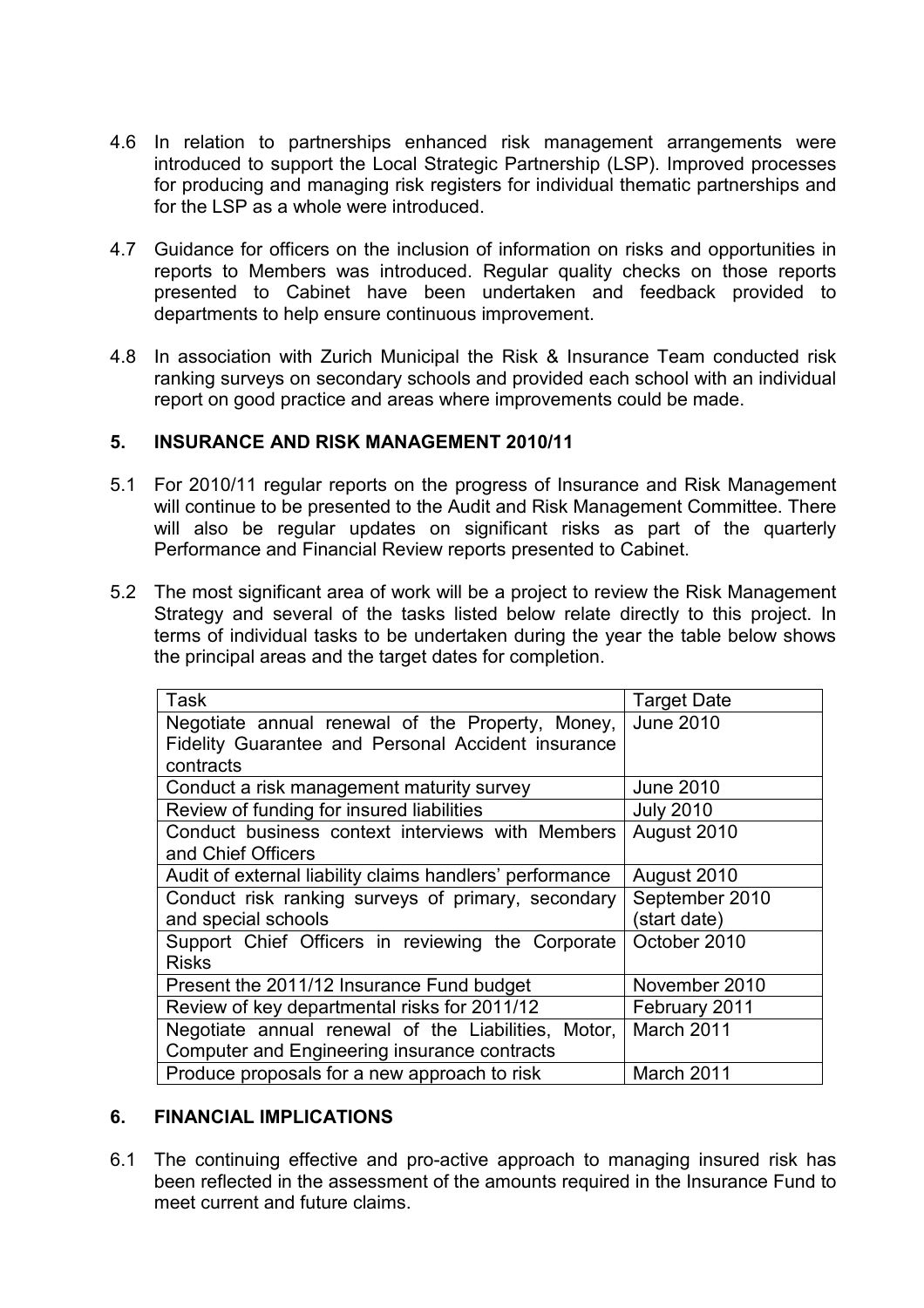4.6 In relation to partnerships enhanced risk management arrangements were introduced to support the Local Strategic Partnership (LSP). Improved processes for producing and managing risk registers for individual thematic partnerships and for the LSP as a whole were introduced.

4.7 Guidance for officers on the inclusion of information on risks and opportunities in reports to Members was introduced. Regular quality checks on those reports presented to Cabinet have been undertaken and feedback provided to departments to help ensure continuous improvement.

4.8 In association with Zurich Municipal the Risk & Insurance Team conducted risk ranking surveys on secondary schools and provided each school with an individual report on good practice and areas where improvements could be made.

## 5. INSURANCE AND RISK MANAGEMENT 2010/11

5.1 For 2010/11 regular reports on the progress of Insurance and Risk Management will continue to be presented to the Audit and Risk Management Committee. There will also be regular updates on significant risks as part of the quarterly Performance and Financial Review reports presented to Cabinet.

5.2 The most significant area of work will be a project to review the Risk Management Strategy and several of the tasks listed below relate directly to this project. In terms of individual tasks to be undertaken during the year the table below shows the principal areas and the target dates for completion.

| Task | Target Date |
|---|---|
| Negotiate annual renewal of the Property, Money, Fidelity Guarantee and Personal Accident insurance contracts | June 2010 |
| Conduct a risk management maturity survey | June 2010 |
| Review of funding for insured liabilities | July 2010 |
| Conduct business context interviews with Members and Chief Officers | August 2010 |
| Audit of external liability claims handlers' performance | August 2010 |
| Conduct risk ranking surveys of primary, secondary and special schools | September 2010 (start date) |
| Support Chief Officers in reviewing the Corporate Risks | October 2010 |
| Present the 2011/12 Insurance Fund budget | November 2010 |
| Review of key departmental risks for 2011/12 | February 2011 |
| Negotiate annual renewal of the Liabilities, Motor, Computer and Engineering insurance contracts | March 2011 |
| Produce proposals for a new approach to risk | March 2011 |

## 6. FINANCIAL IMPLICATIONS

6.1 The continuing effective and pro-active approach to managing insured risk has been reflected in the assessment of the amounts required in the Insurance Fund to meet current and future claims.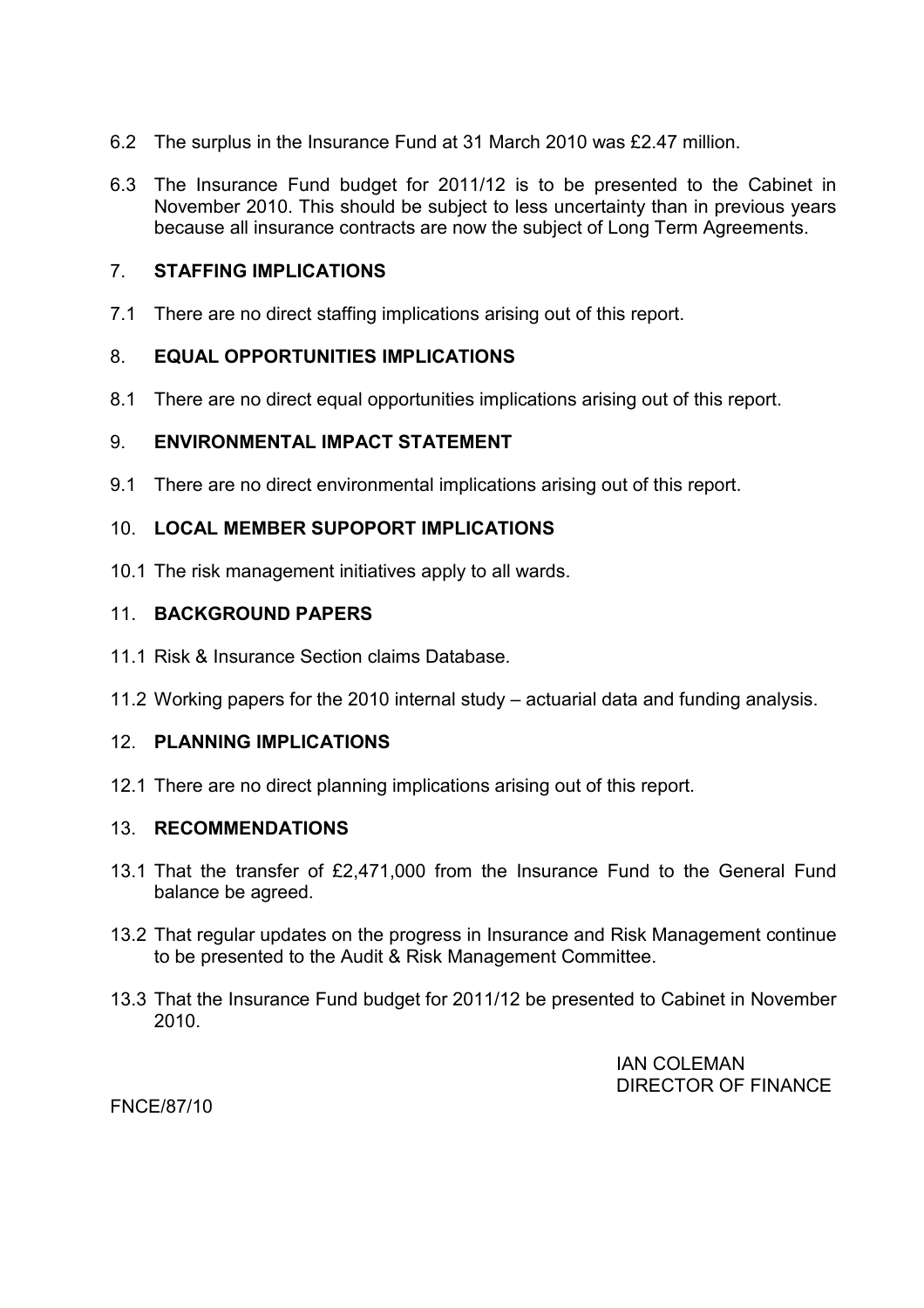6.2 The surplus in the Insurance Fund at 31 March 2010 was £2.47 million.

6.3 The Insurance Fund budget for 2011/12 is to be presented to the Cabinet in November 2010. This should be subject to less uncertainty than in previous years because all insurance contracts are now the subject of Long Term Agreements.

## 7. STAFFING IMPLICATIONS

7.1 There are no direct staffing implications arising out of this report.

## 8. EQUAL OPPORTUNITIES IMPLICATIONS

8.1 There are no direct equal opportunities implications arising out of this report.

## 9. ENVIRONMENTAL IMPACT STATEMENT

9.1 There are no direct environmental implications arising out of this report.

## 10. LOCAL MEMBER SUPOPORT IMPLICATIONS

10.1 The risk management initiatives apply to all wards.

## 11. BACKGROUND PAPERS

11.1 Risk & Insurance Section claims Database.

11.2 Working papers for the 2010 internal study – actuarial data and funding analysis.

## 12. PLANNING IMPLICATIONS

12.1 There are no direct planning implications arising out of this report.

## 13. RECOMMENDATIONS

13.1 That the transfer of £2,471,000 from the Insurance Fund to the General Fund balance be agreed.

13.2 That regular updates on the progress in Insurance and Risk Management continue to be presented to the Audit & Risk Management Committee.

13.3 That the Insurance Fund budget for 2011/12 be presented to Cabinet in November 2010.

IAN COLEMAN
DIRECTOR OF FINANCE

FNCE/87/10